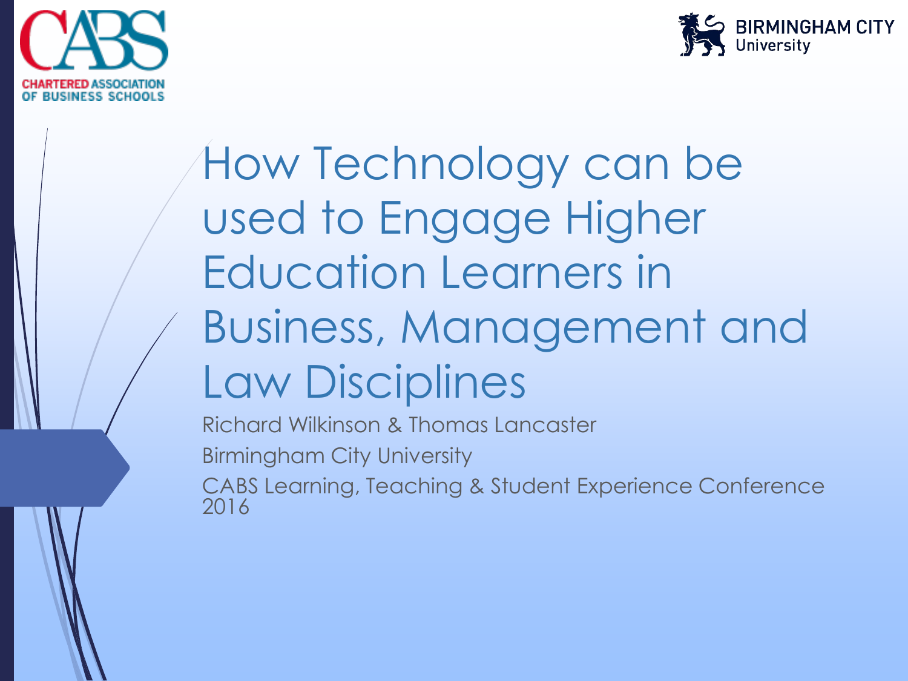CHARTERED ASSOCIATION OF BUSINESS SCHOOLS

BIRMINGHAM CITY University

# How Technology can be used to Engage Higher Education Learners in Business, Management and Law Disciplines

Richard Wilkinson & Thomas Lancaster

Birmingham City University

CABS Learning, Teaching & Student Experience Conference 2016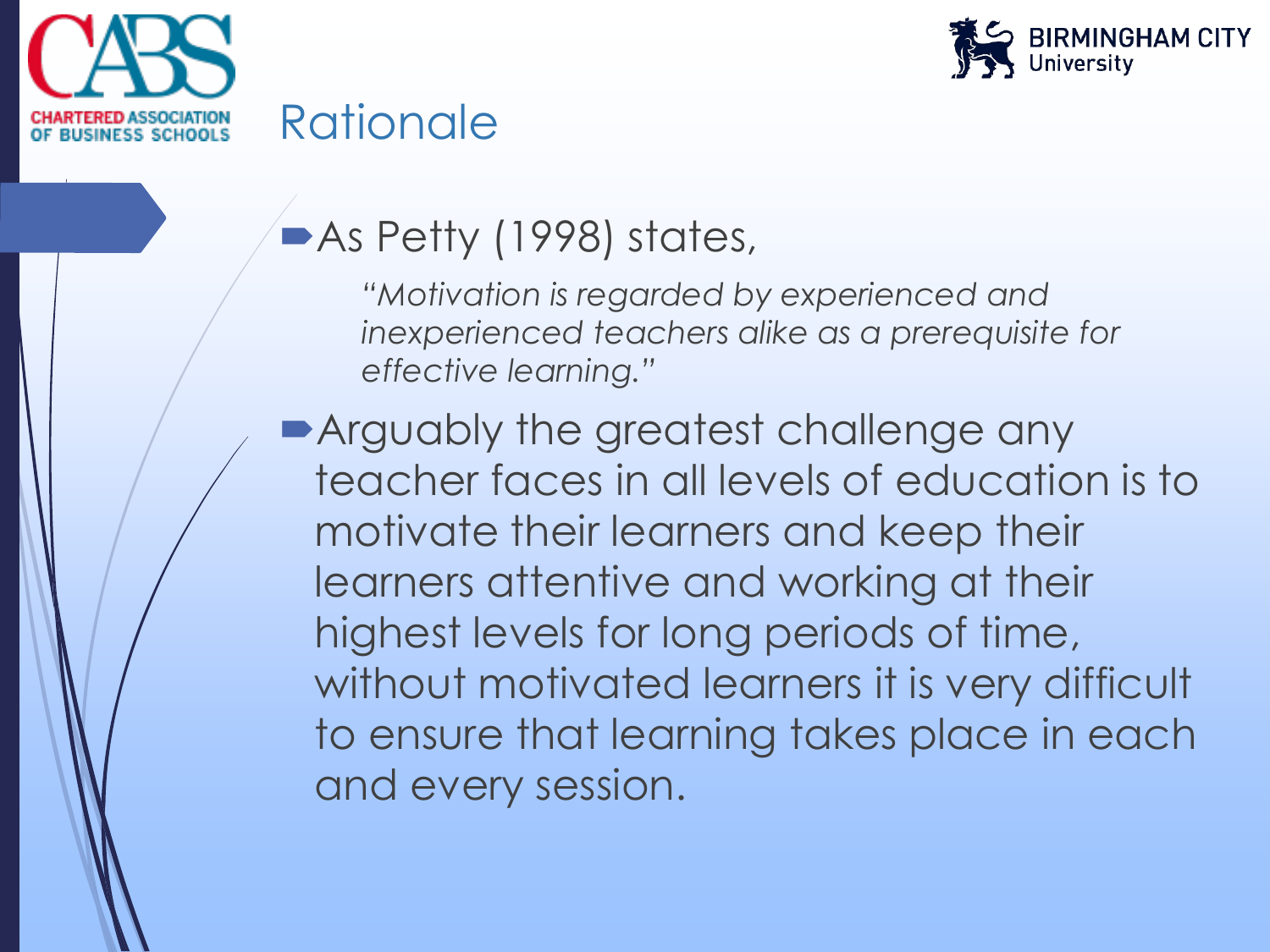# Rationale

- As Petty (1998) states,

  *"Motivation is regarded by experienced and inexperienced teachers alike as a prerequisite for effective learning."*

- Arguably the greatest challenge any teacher faces in all levels of education is to motivate their learners and keep their learners attentive and working at their highest levels for long periods of time, without motivated learners it is very difficult to ensure that learning takes place in each and every session.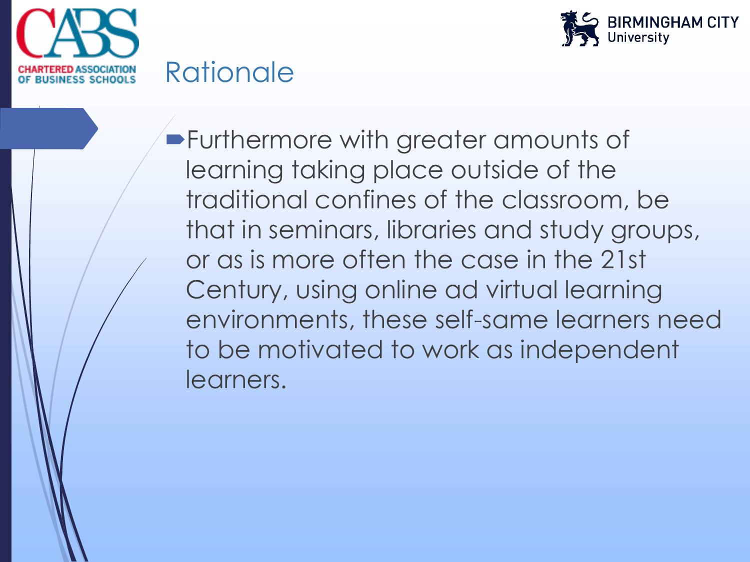## Rationale

- Furthermore with greater amounts of learning taking place outside of the traditional confines of the classroom, be that in seminars, libraries and study groups, or as is more often the case in the 21st Century, using online ad virtual learning environments, these self-same learners need to be motivated to work as independent learners.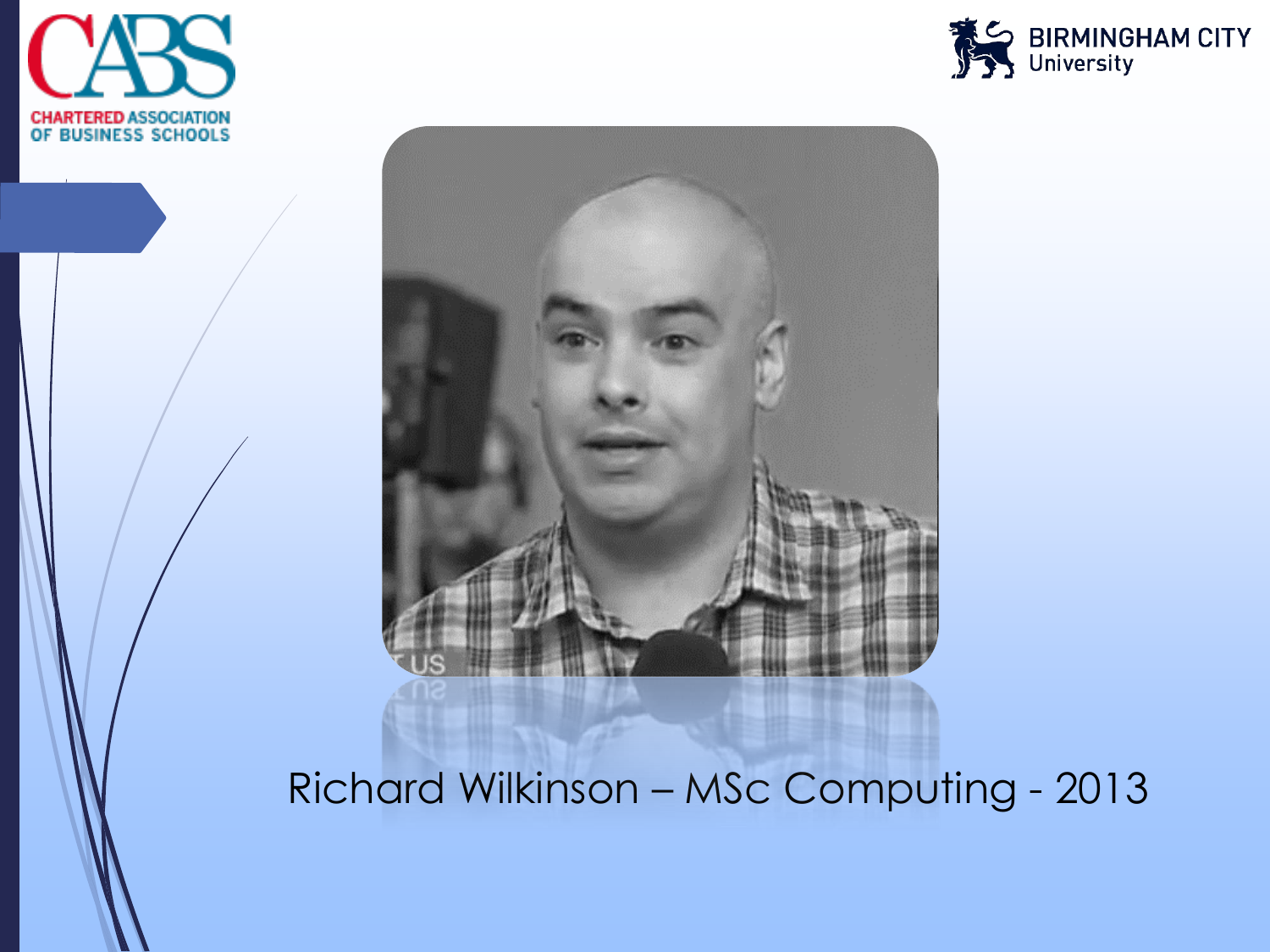CHARTERED ASSOCIATION OF BUSINESS SCHOOLS

BIRMINGHAM CITY University

Richard Wilkinson – MSc Computing - 2013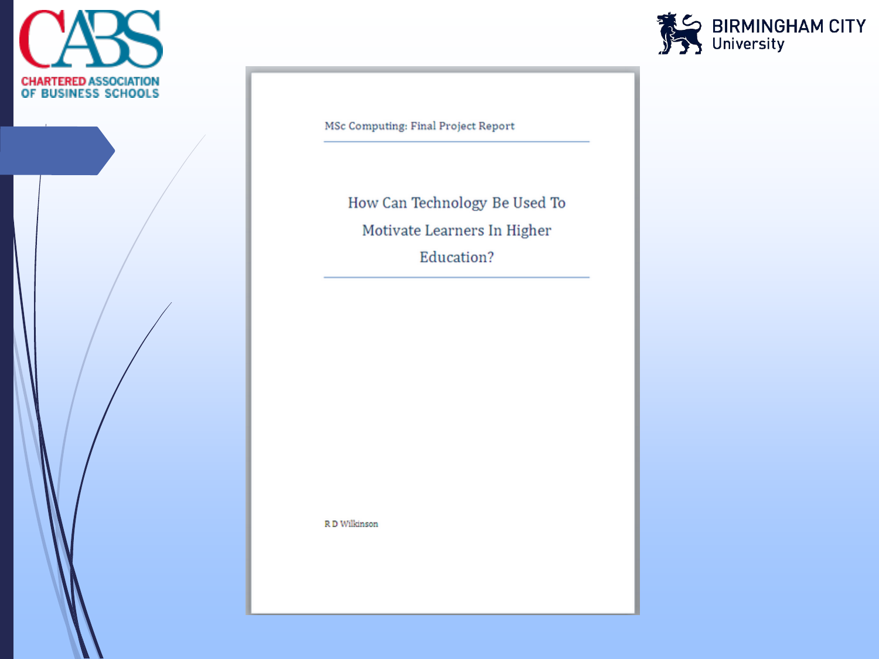CHARTERED ASSOCIATION OF BUSINESS SCHOOLS

BIRMINGHAM CITY University

MSc Computing: Final Project Report

# How Can Technology Be Used To Motivate Learners In Higher Education?

R D Wilkinson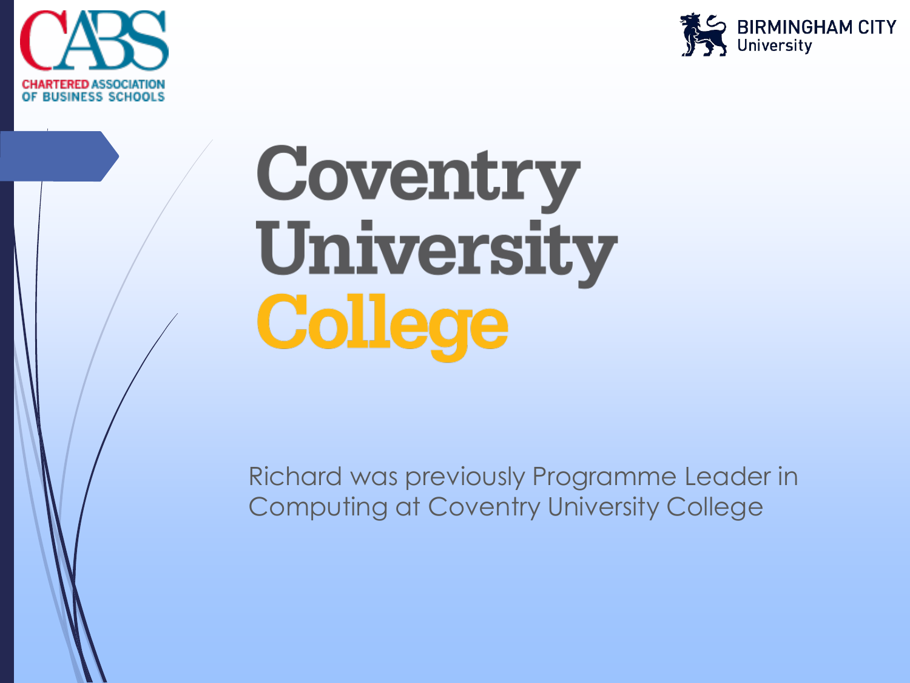# Coventry University College

Richard was previously Programme Leader in Computing at Coventry University College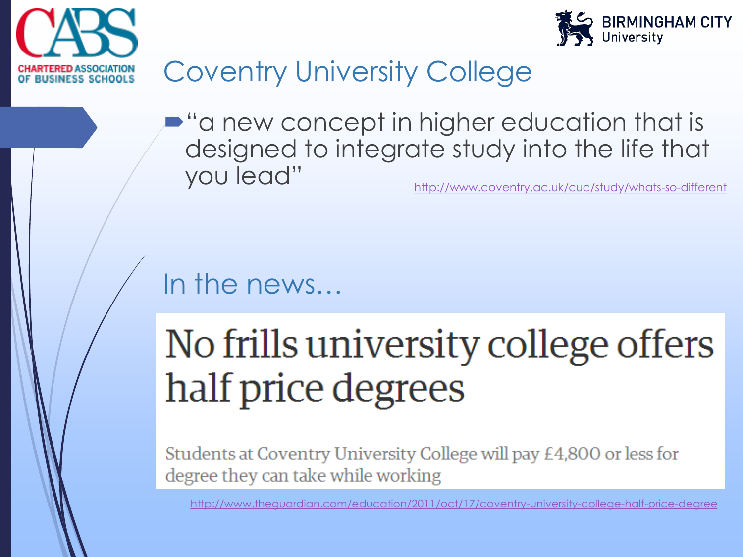# Coventry University College

- "a new concept in higher education that is designed to integrate study into the life that you lead" http://www.coventry.ac.uk/cuc/study/whats-so-different

## In the news…

No frills university college offers half price degrees

Students at Coventry University College will pay £4,800 or less for degree they can take while working

http://www.theguardian.com/education/2011/oct/17/coventry-university-college-half-price-degree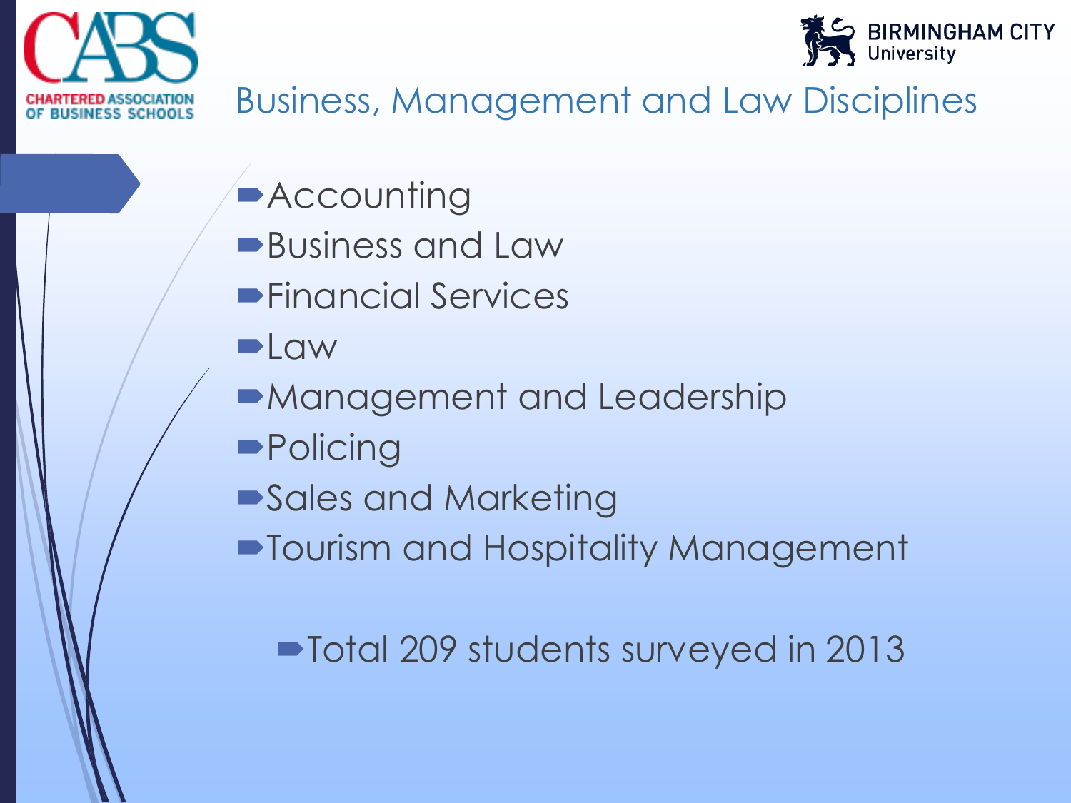# Business, Management and Law Disciplines

- Accounting
- Business and Law
- Financial Services
- Law
- Management and Leadership
- Policing
- Sales and Marketing
- Tourism and Hospitality Management

- Total 209 students surveyed in 2013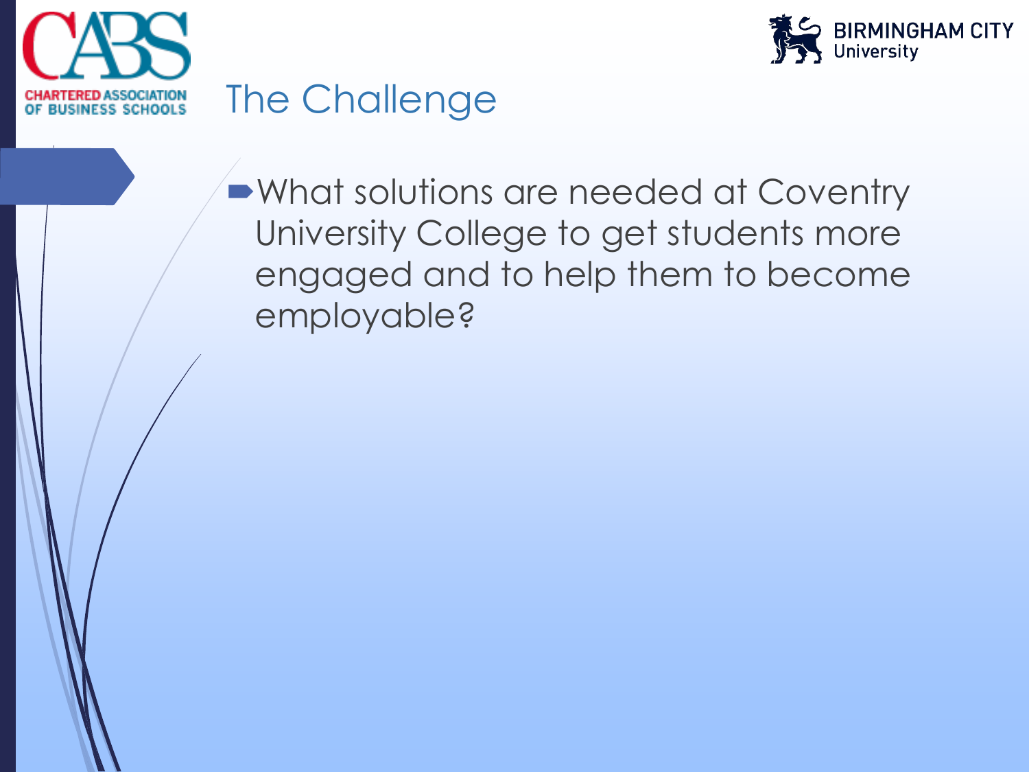## The Challenge

- What solutions are needed at Coventry University College to get students more engaged and to help them to become employable?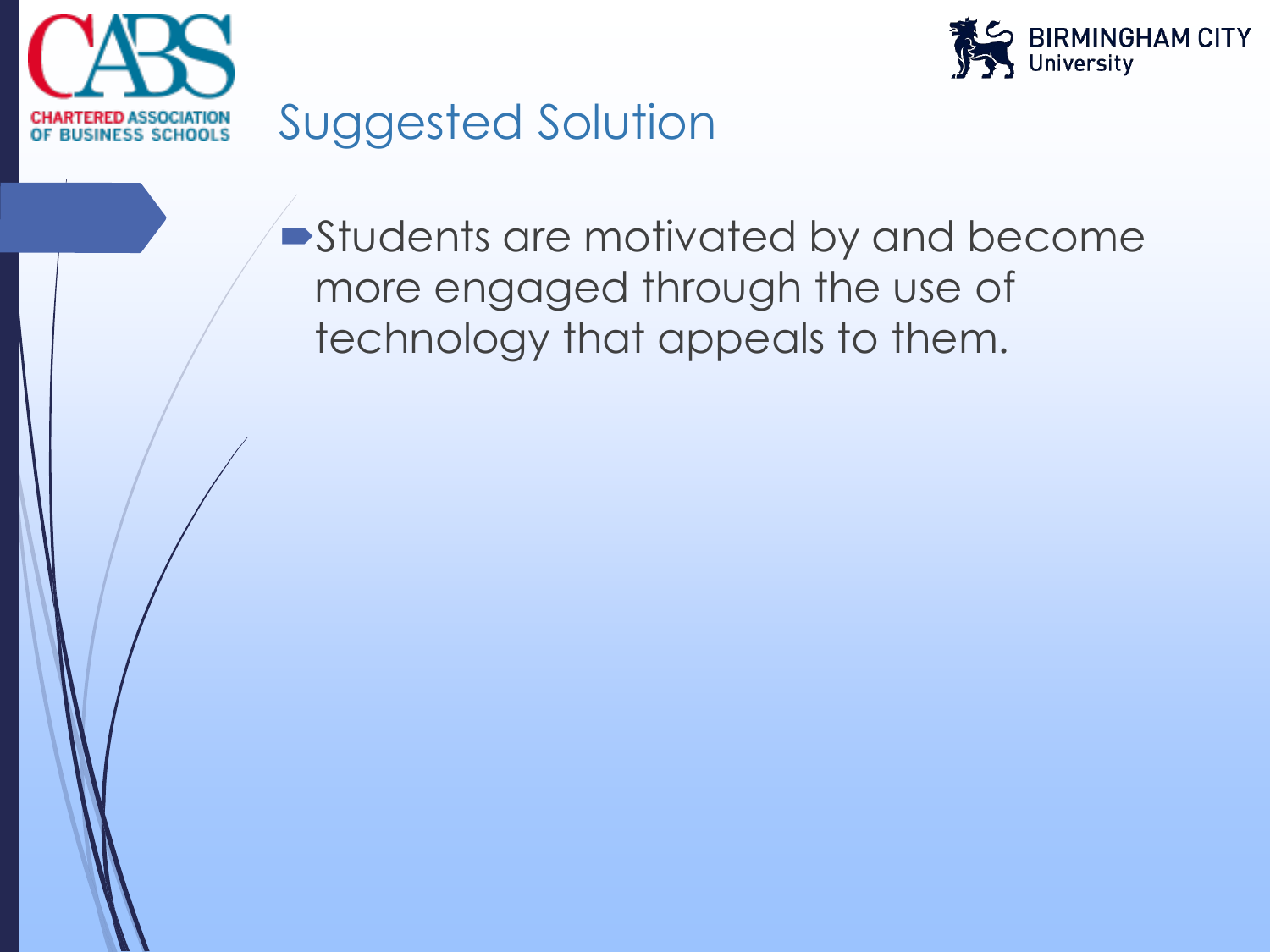## Suggested Solution

- Students are motivated by and become more engaged through the use of technology that appeals to them.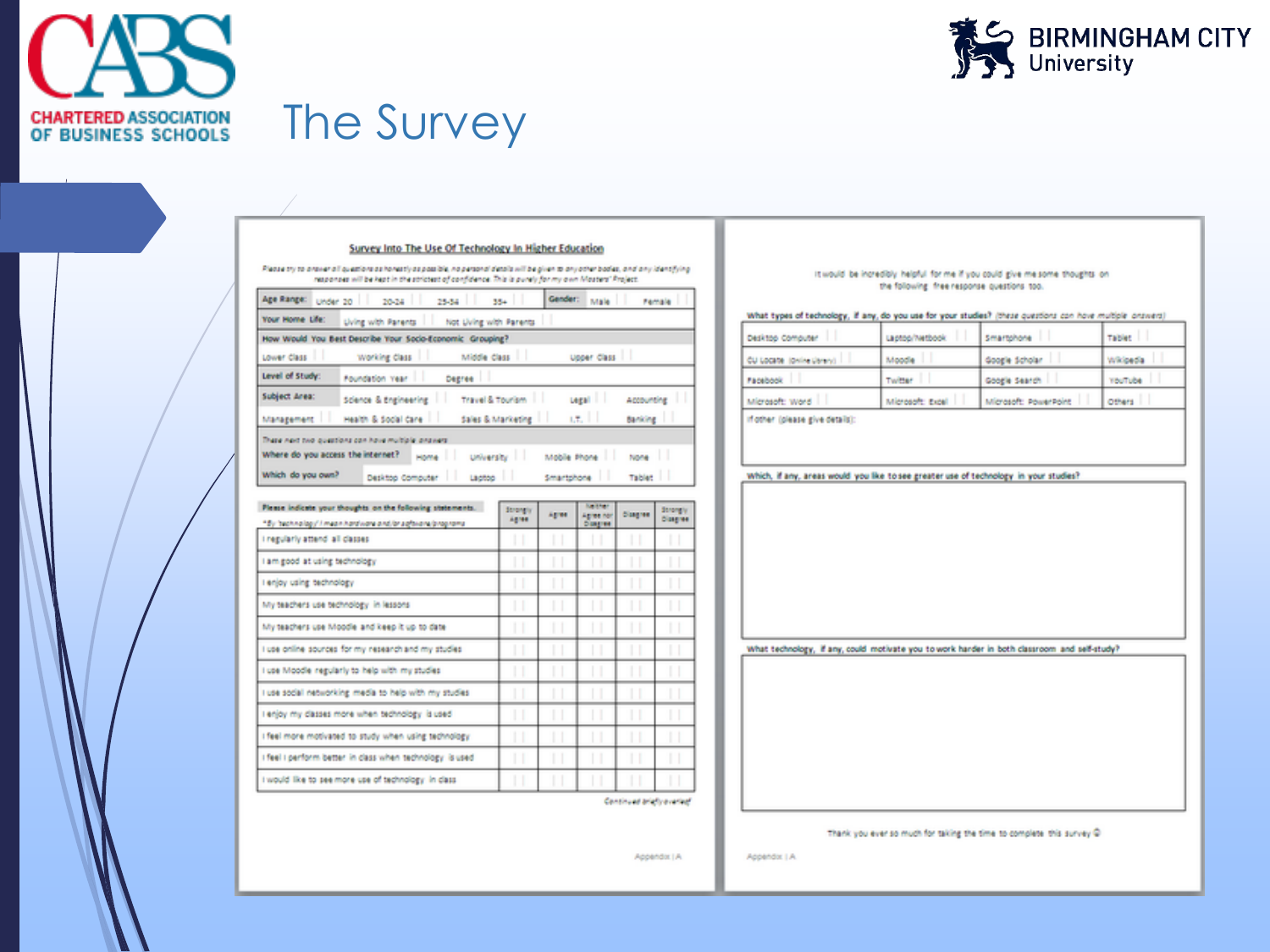# The Survey

## Survey Into The Use Of Technology In Higher Education

*Please try to answer all questions as honestly as possible. No personal details will be given to any other bodies, and any identifying responses will be kept in the strictest of confidence. This is purely for my own Masters' Project.*

| | | | | | | | |
|---|---|---|---|---|---|---|---|
| **Age Range:** | Under 20 | 20-24 | 25-34 | 35+ | **Gender:** | Male | Female |
| **Your Home Life:** | Living with Parents | Not Living with Parents | | | | | |
| **How Would You Best Describe Your Socio-Economic Grouping?** | | | | | | | |
| Lower Class | Working Class | Middle Class | Upper Class | | | | |
| **Level of Study:** | Foundation Year | Degree | | | | | |
| **Subject Area:** | Science & Engineering | Travel & Tourism | Legal | Accounting | | | |
| Management | Health & Social Care | Sales & Marketing | I.T. | Banking | | | |
| *These next two questions can have multiple answers* | | | | | | | |
| **Where do you access the internet?** | Home | University | Mobile Phone | None | | | |
| **Which do you own?** | Desktop Computer | Laptop | Smartphone | Tablet | | | |

| **Please indicate your thoughts on the following statements.** *By 'technology' I mean hardware and/or software/programs | Strongly Agree | Agree | Neither Agree nor Disagree | Disagree | Strongly Disagree |
|---|---|---|---|---|---|
| I regularly attend all classes | | | | | |
| I am good at using technology | | | | | |
| I enjoy using technology | | | | | |
| My teachers use technology in lessons | | | | | |
| My teachers use Moodle and keep it up to date | | | | | |
| I use online sources for my research and my studies | | | | | |
| I use Moodle regularly to help with my studies | | | | | |
| I use social networking media to help with my studies | | | | | |
| I enjoy my classes more when technology is used | | | | | |
| I feel more motivated to study when using technology | | | | | |
| I feel I perform better in class when technology is used | | | | | |
| I would like to see more use of technology in class | | | | | |

*Continued briefly overleaf*

Appendix | A

It would be incredibly helpful for me if you could give me some thoughts on the following free response questions too.

**What types of technology, if any, do you use for your studies?** *(these questions can have multiple answers)*

| | | | |
|---|---|---|---|
| Desktop Computer | Laptop/Netbook | Smartphone | Tablet |
| CU Locate (Online Library) | Moodle | Google Scholar | Wikipedia |
| Facebook | Twitter | Google Search | YouTube |
| Microsoft: Word | Microsoft: Excel | Microsoft: PowerPoint | Others |

If other (please give details):

**Which, if any, areas would you like to see greater use of technology in your studies?**

**What technology, if any, could motivate you to work harder in both classroom and self-study?**

Thank you ever so much for taking the time to complete this survey ☺

Appendix | A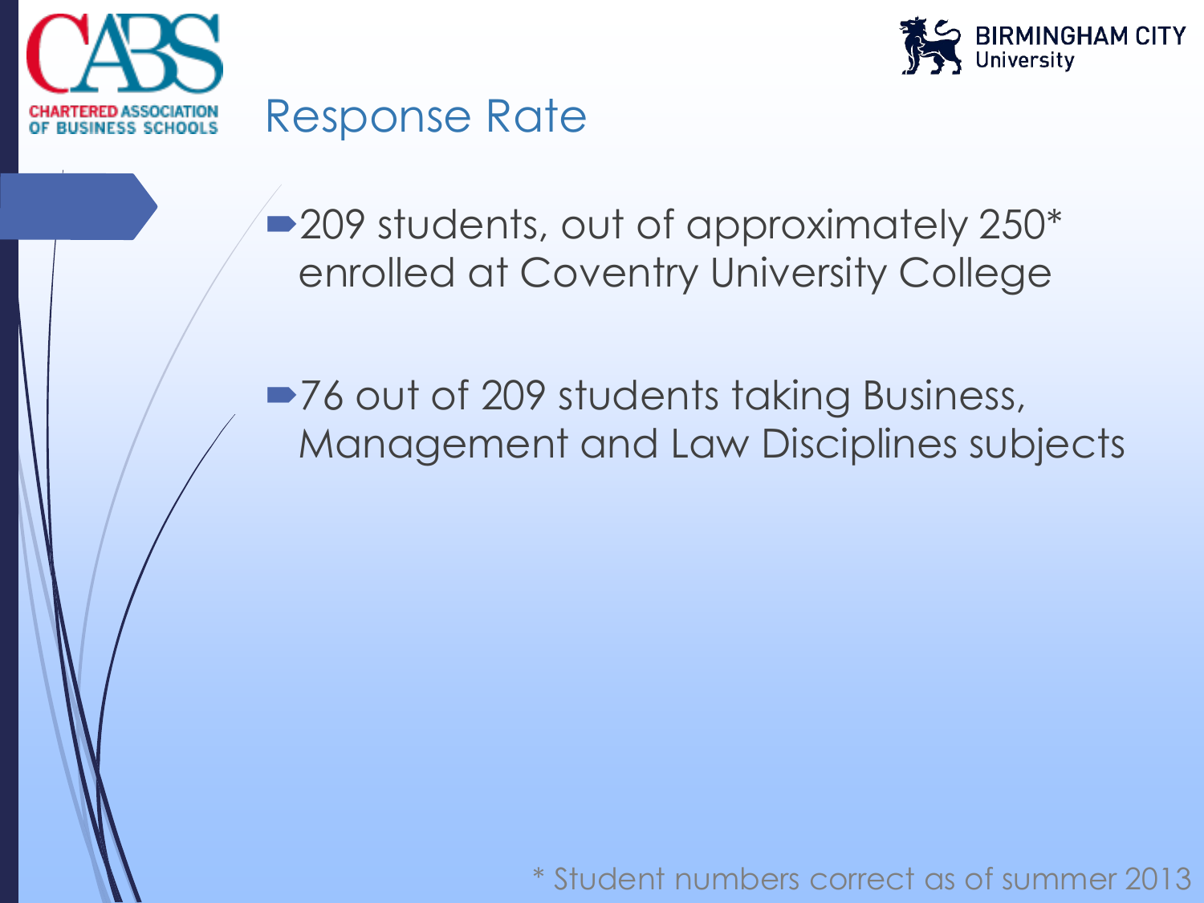# Response Rate

- 209 students, out of approximately 250* enrolled at Coventry University College

- 76 out of 209 students taking Business, Management and Law Disciplines subjects

* Student numbers correct as of summer 2013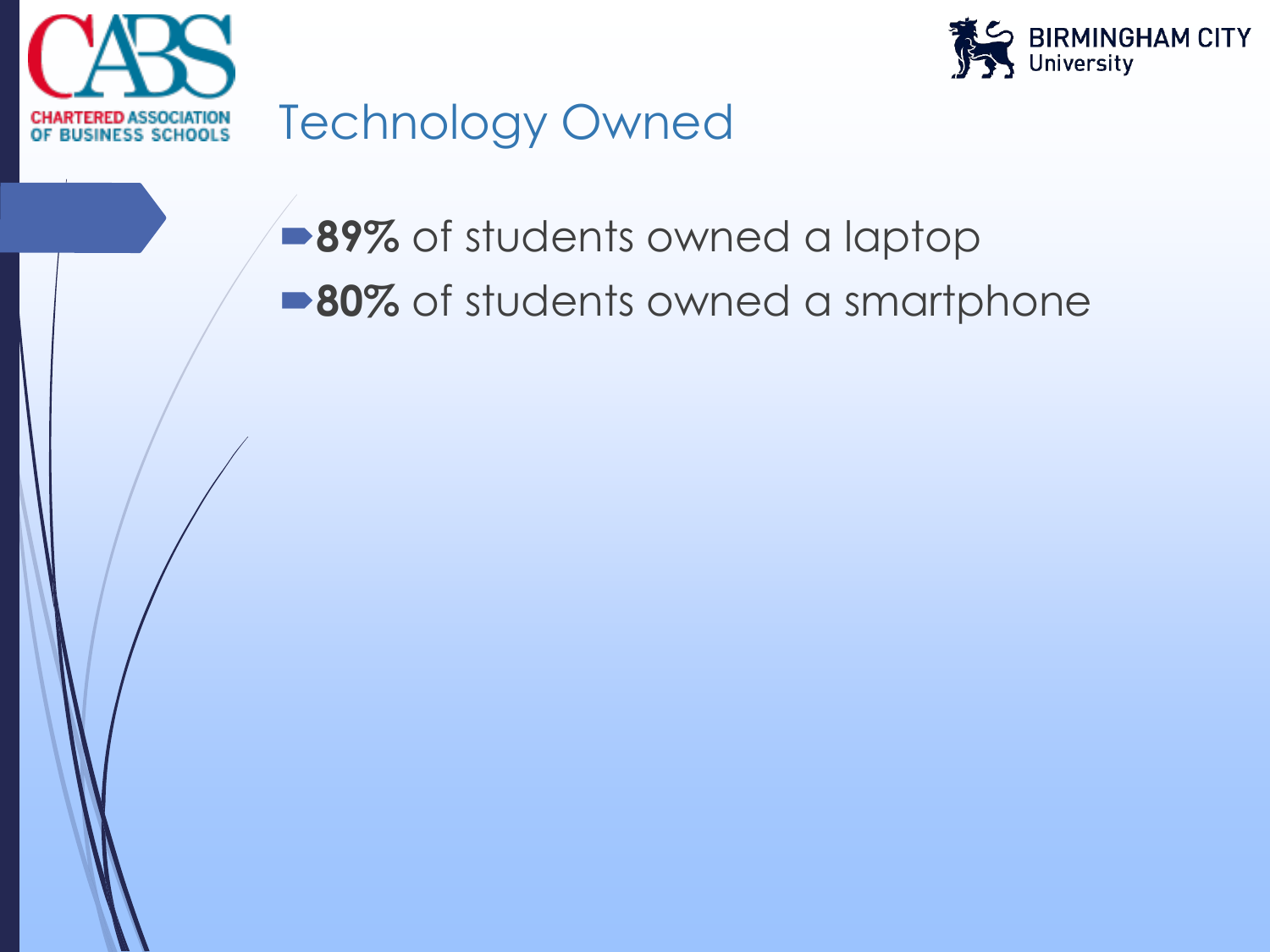# Technology Owned

- **89%** of students owned a laptop
- **80%** of students owned a smartphone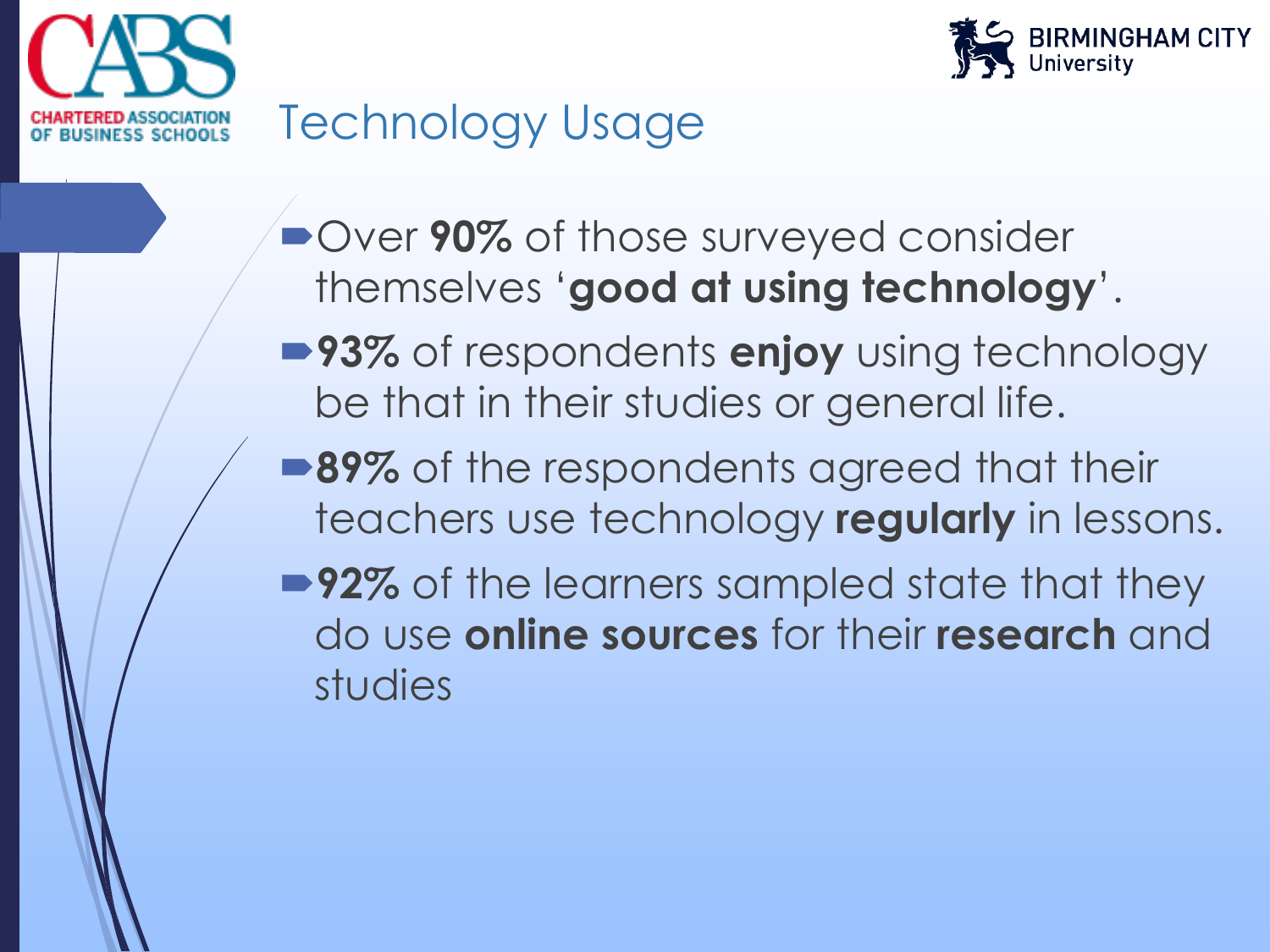# Technology Usage

- Over **90%** of those surveyed consider themselves '**good at using technology**'.
- **93%** of respondents **enjoy** using technology be that in their studies or general life.
- **89%** of the respondents agreed that their teachers use technology **regularly** in lessons.
- **92%** of the learners sampled state that they do use **online sources** for their **research** and studies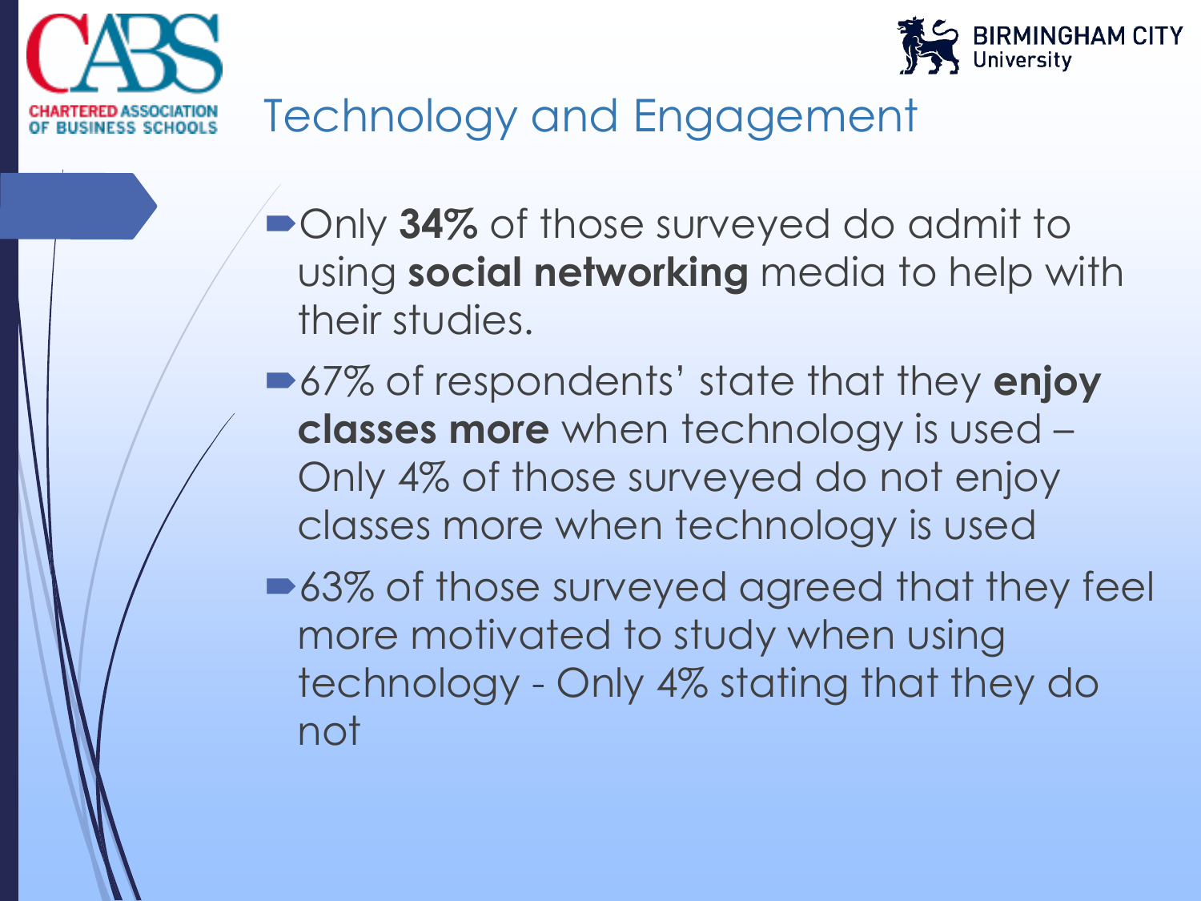# Technology and Engagement

- Only **34%** of those surveyed do admit to using **social networking** media to help with their studies.
- 67% of respondents' state that they **enjoy classes more** when technology is used – Only 4% of those surveyed do not enjoy classes more when technology is used
- 63% of those surveyed agreed that they feel more motivated to study when using technology - Only 4% stating that they do not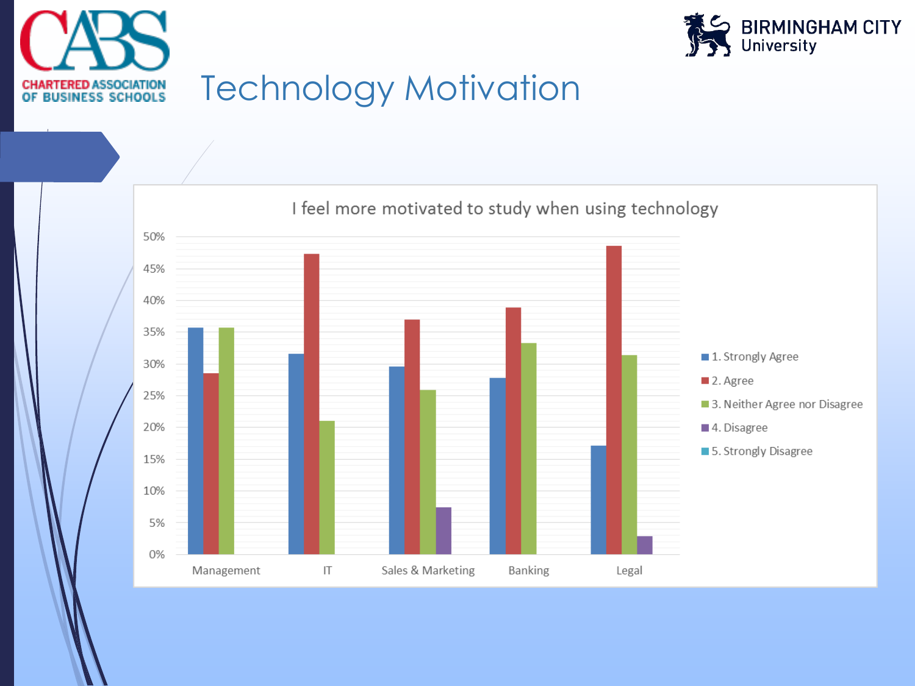# Technology Motivation

I feel more motivated to study when using technology

50%
45%
40%
35%
30%
25%
20%
15%
10%
5%
0%

Management
IT
Sales & Marketing
Banking
Legal

1. Strongly Agree
2. Agree
3. Neither Agree nor Disagree
4. Disagree
5. Strongly Disagree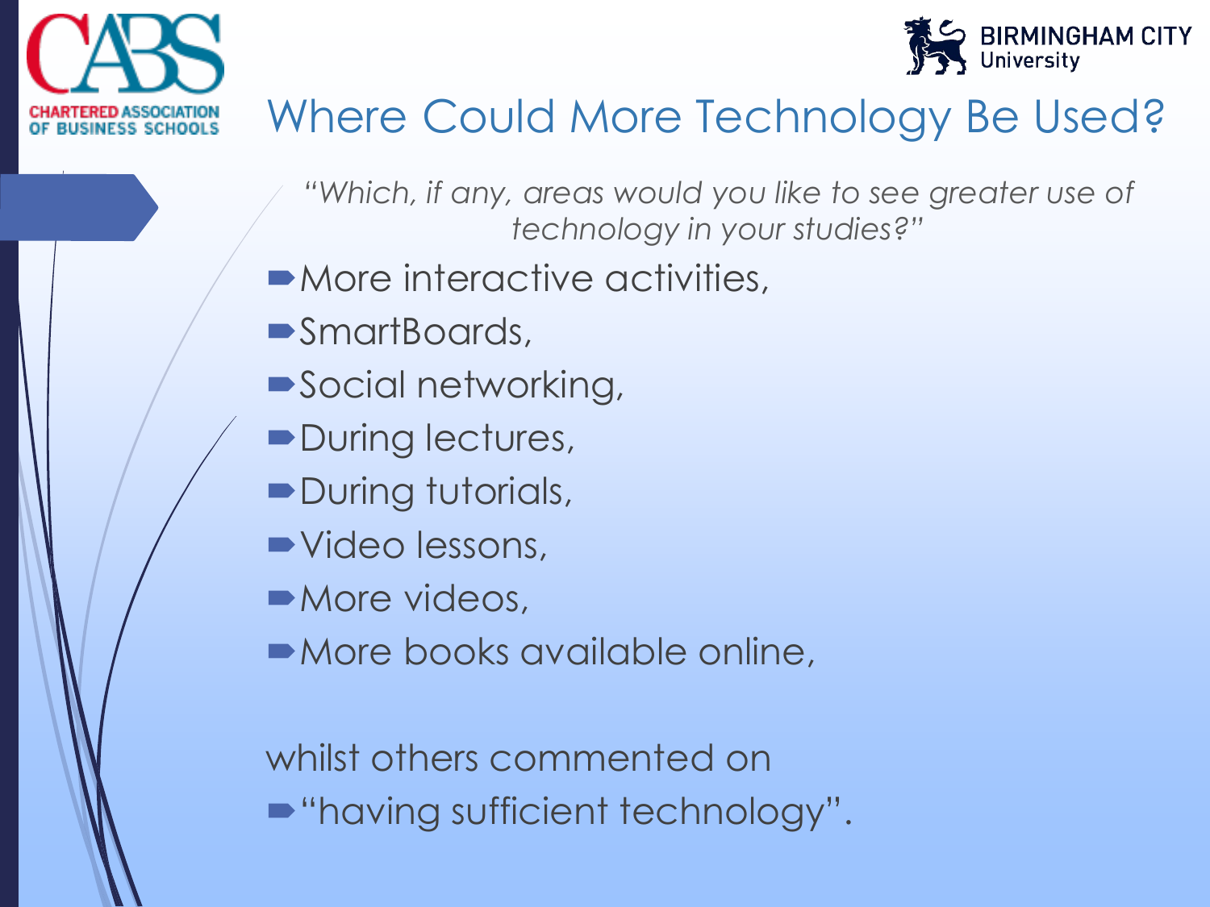# Where Could More Technology Be Used?

*"Which, if any, areas would you like to see greater use of technology in your studies?"*

- More interactive activities,
- SmartBoards,
- Social networking,
- During lectures,
- During tutorials,
- Video lessons,
- More videos,
- More books available online,

whilst others commented on

- "having sufficient technology".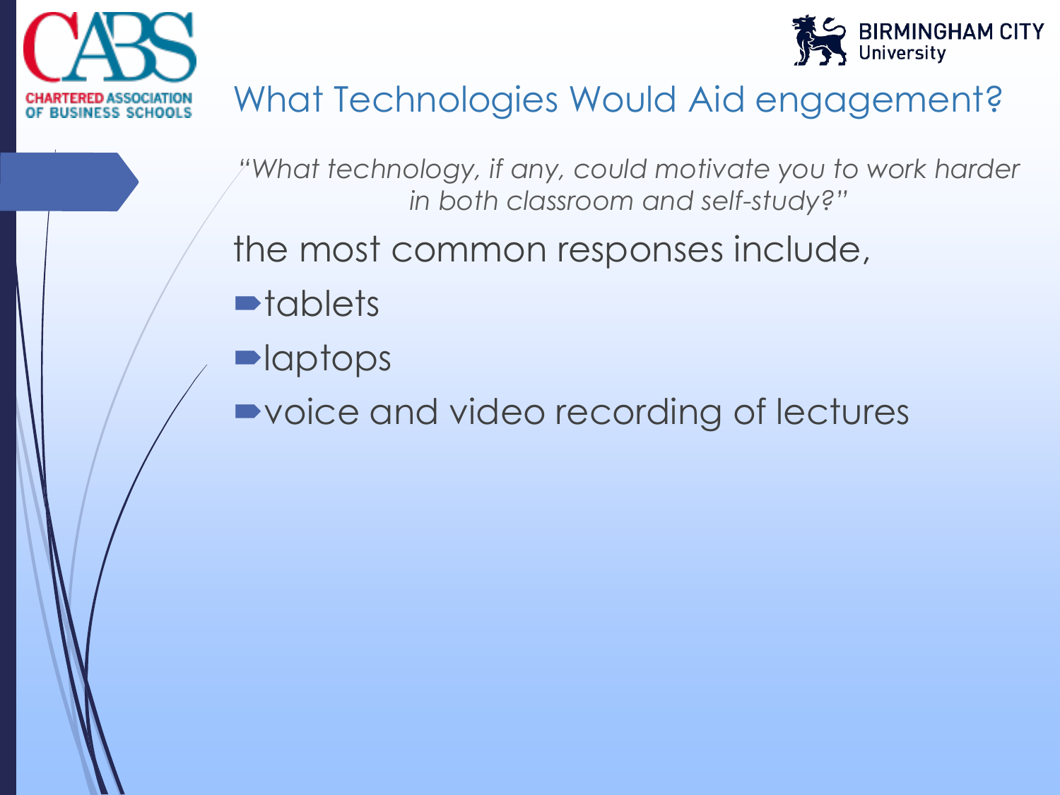# What Technologies Would Aid engagement?

*"What technology, if any, could motivate you to work harder in both classroom and self-study?"*

the most common responses include,

- tablets
- laptops
- voice and video recording of lectures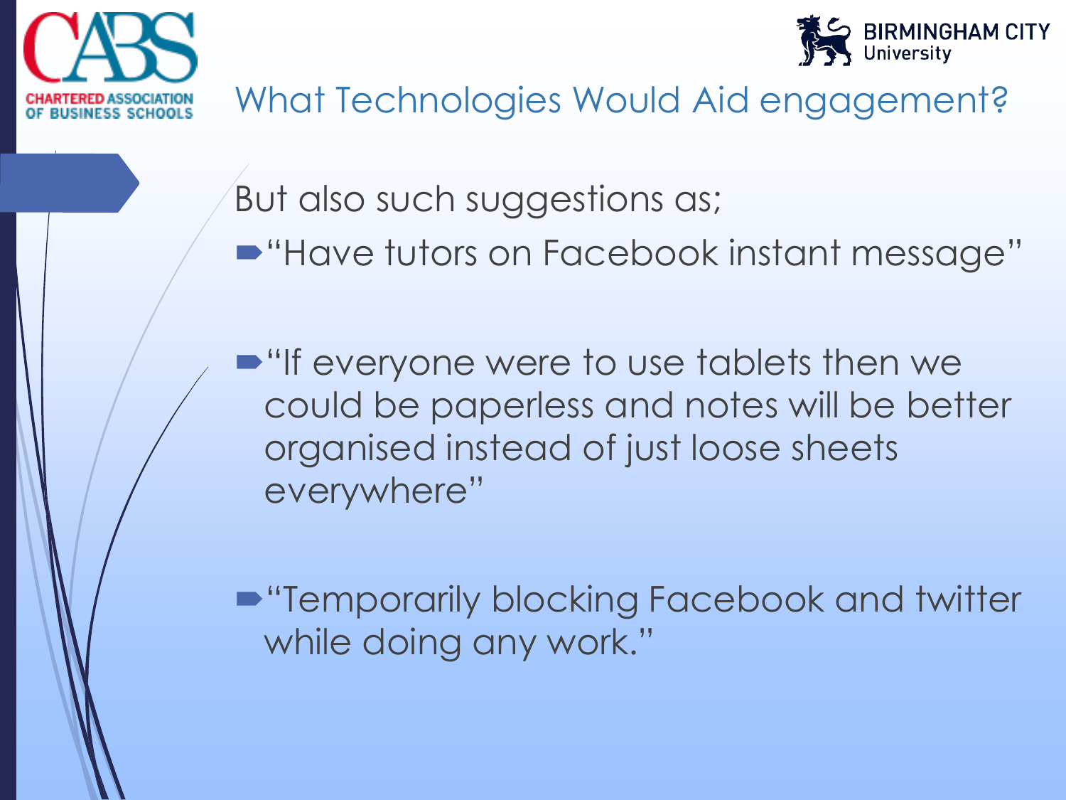## What Technologies Would Aid engagement?

But also such suggestions as;

- "Have tutors on Facebook instant message"
- "If everyone were to use tablets then we could be paperless and notes will be better organised instead of just loose sheets everywhere"
- "Temporarily blocking Facebook and twitter while doing any work."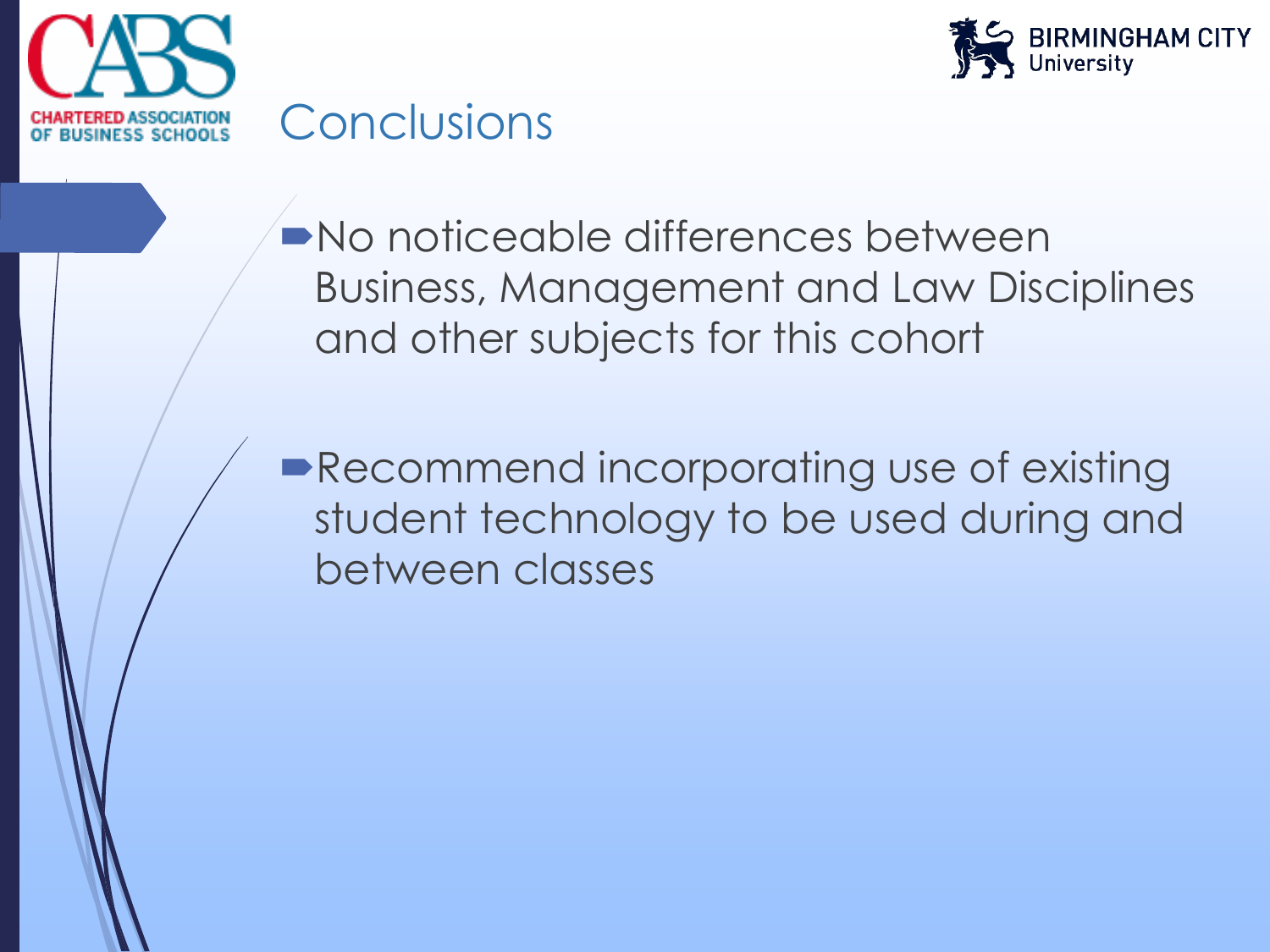# Conclusions

- No noticeable differences between Business, Management and Law Disciplines and other subjects for this cohort
- Recommend incorporating use of existing student technology to be used during and between classes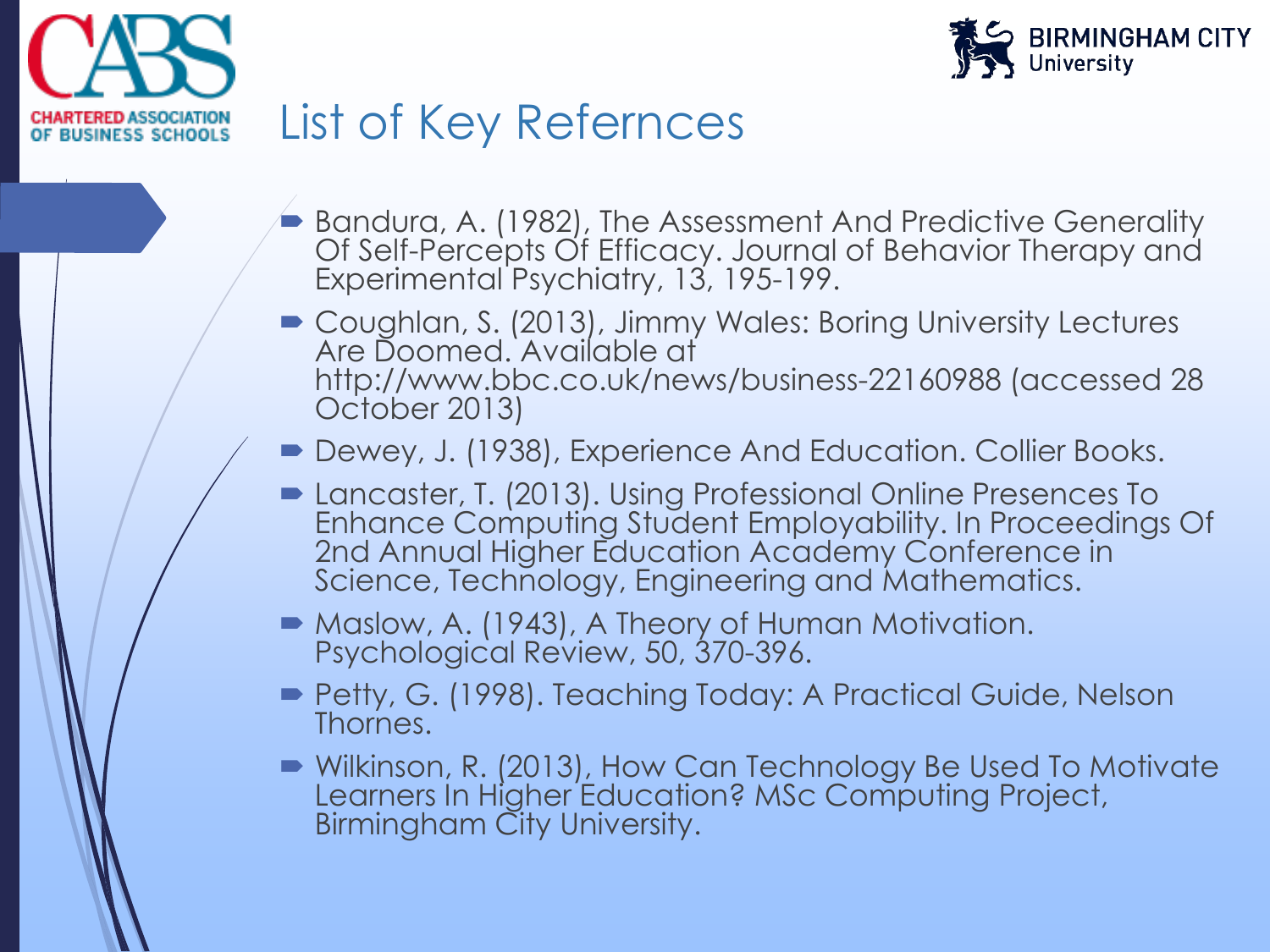# List of Key Refernces

- Bandura, A. (1982), The Assessment And Predictive Generality Of Self-Percepts Of Efficacy. Journal of Behavior Therapy and Experimental Psychiatry, 13, 195-199.
- Coughlan, S. (2013), Jimmy Wales: Boring University Lectures Are Doomed. Available at http://www.bbc.co.uk/news/business-22160988 (accessed 28 October 2013)
- Dewey, J. (1938), Experience And Education. Collier Books.
- Lancaster, T. (2013). Using Professional Online Presences To Enhance Computing Student Employability. In Proceedings Of 2nd Annual Higher Education Academy Conference in Science, Technology, Engineering and Mathematics.
- Maslow, A. (1943), A Theory of Human Motivation. Psychological Review, 50, 370-396.
- Petty, G. (1998). Teaching Today: A Practical Guide, Nelson Thornes.
- Wilkinson, R. (2013), How Can Technology Be Used To Motivate Learners In Higher Education? MSc Computing Project, Birmingham City University.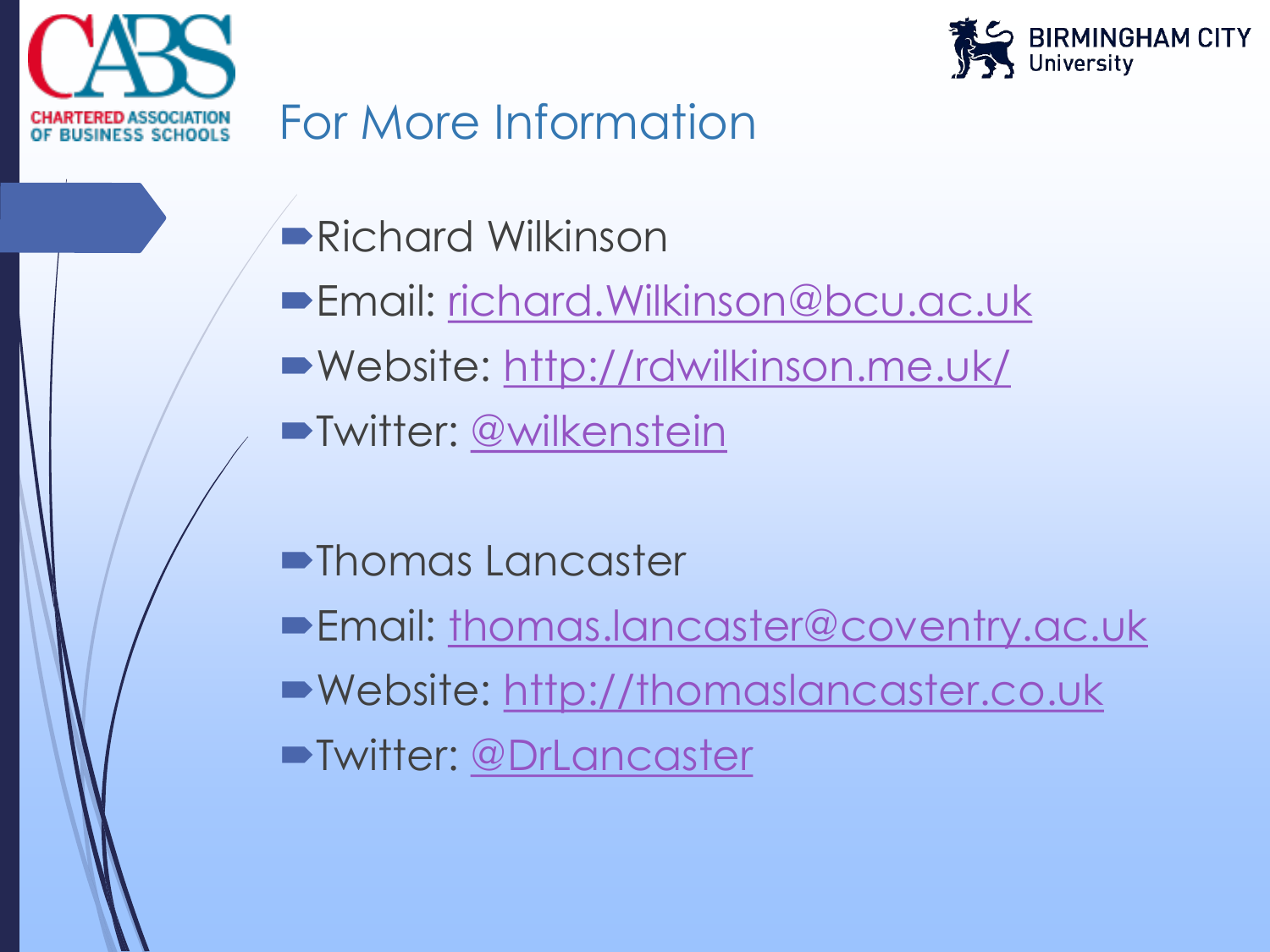# For More Information

- Richard Wilkinson
- Email: richard.Wilkinson@bcu.ac.uk
- Website: http://rdwilkinson.me.uk/
- Twitter: @wilkenstein

- Thomas Lancaster
- Email: thomas.lancaster@coventry.ac.uk
- Website: http://thomaslancaster.co.uk
- Twitter: @DrLancaster